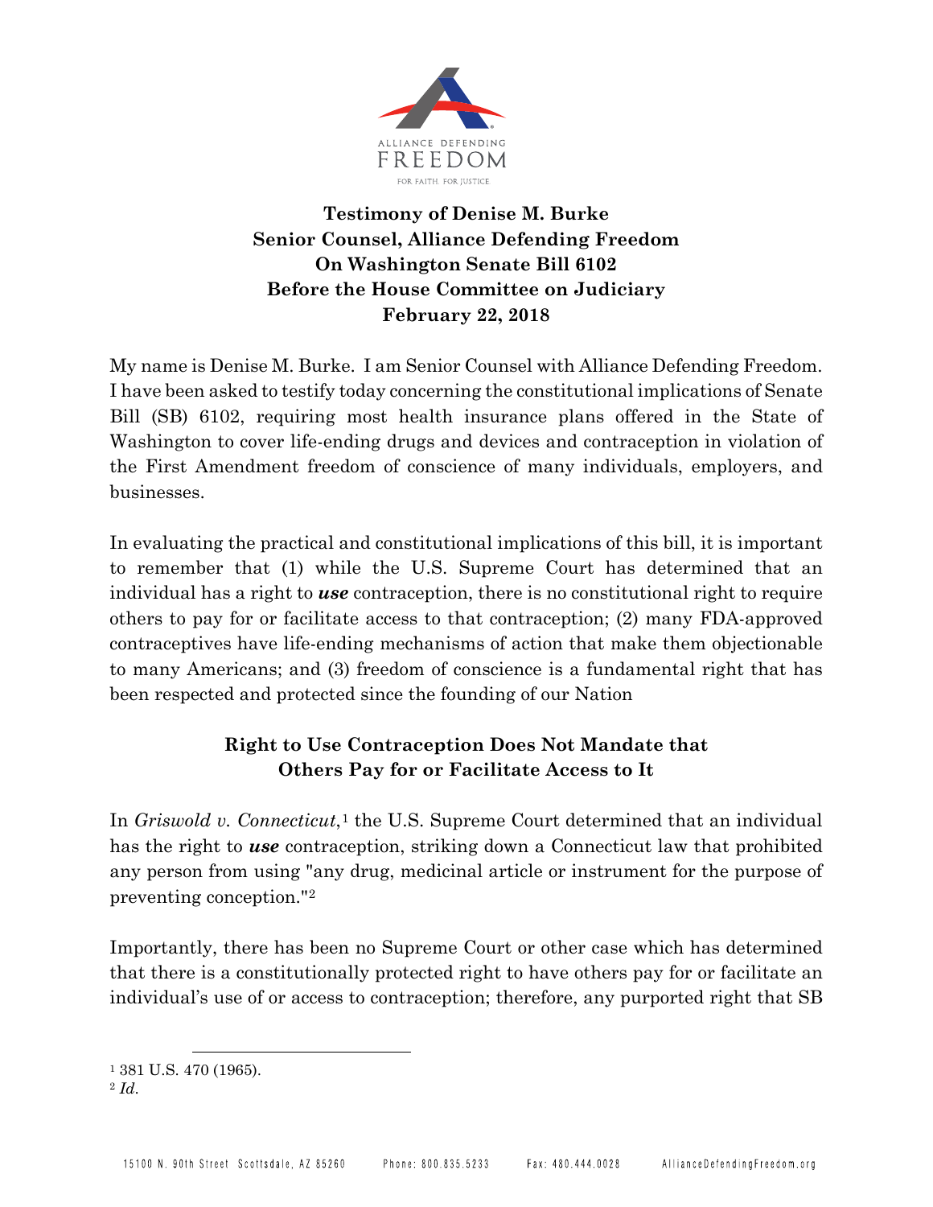**Testimony of Denise M. Burke**
**Senior Counsel, Alliance Defending Freedom**
**On Washington Senate Bill 6102**
**Before the House Committee on Judiciary**
**February 22, 2018**

My name is Denise M. Burke. I am Senior Counsel with Alliance Defending Freedom. I have been asked to testify today concerning the constitutional implications of Senate Bill (SB) 6102, requiring most health insurance plans offered in the State of Washington to cover life-ending drugs and devices and contraception in violation of the First Amendment freedom of conscience of many individuals, employers, and businesses.

In evaluating the practical and constitutional implications of this bill, it is important to remember that (1) while the U.S. Supreme Court has determined that an individual has a right to ***use*** contraception, there is no constitutional right to require others to pay for or facilitate access to that contraception; (2) many FDA-approved contraceptives have life-ending mechanisms of action that make them objectionable to many Americans; and (3) freedom of conscience is a fundamental right that has been respected and protected since the founding of our Nation

## Right to Use Contraception Does Not Mandate that Others Pay for or Facilitate Access to It

In *Griswold v. Connecticut*,[1] the U.S. Supreme Court determined that an individual has the right to ***use*** contraception, striking down a Connecticut law that prohibited any person from using "any drug, medicinal article or instrument for the purpose of preventing conception."[2]

Importantly, there has been no Supreme Court or other case which has determined that there is a constitutionally protected right to have others pay for or facilitate an individual's use of or access to contraception; therefore, any purported right that SB

---

[1] 381 U.S. 470 (1965).

[2] *Id*.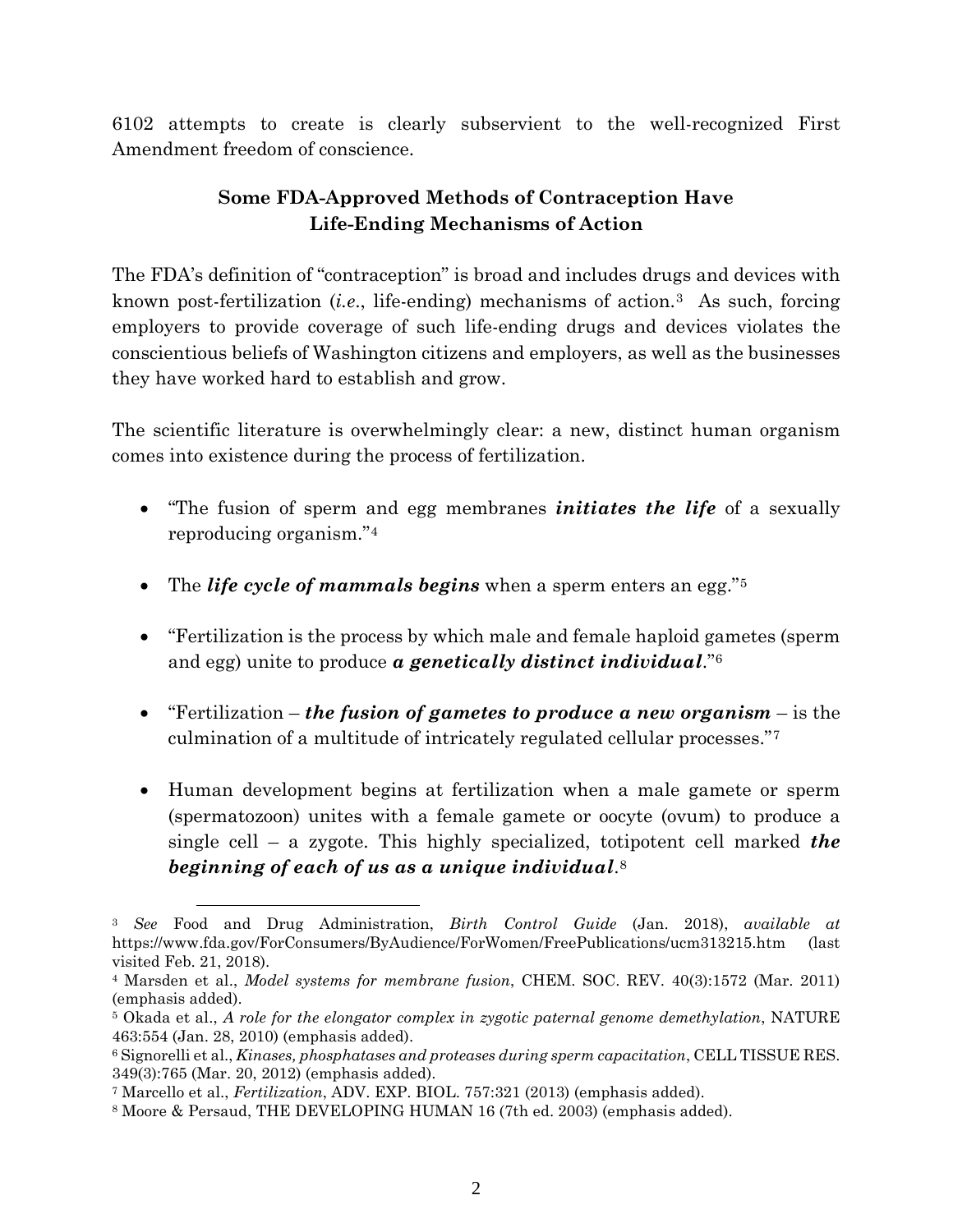6102 attempts to create is clearly subservient to the well-recognized First Amendment freedom of conscience.

## Some FDA-Approved Methods of Contraception Have Life-Ending Mechanisms of Action

The FDA's definition of "contraception" is broad and includes drugs and devices with known post-fertilization (*i.e*., life-ending) mechanisms of action.[3] As such, forcing employers to provide coverage of such life-ending drugs and devices violates the conscientious beliefs of Washington citizens and employers, as well as the businesses they have worked hard to establish and grow.

The scientific literature is overwhelmingly clear: a new, distinct human organism comes into existence during the process of fertilization.

- "The fusion of sperm and egg membranes ***initiates the life*** of a sexually reproducing organism."[4]
- The ***life cycle of mammals begins*** when a sperm enters an egg."[5]
- "Fertilization is the process by which male and female haploid gametes (sperm and egg) unite to produce ***a genetically distinct individual***."[6]
- "Fertilization – ***the fusion of gametes to produce a new organism*** – is the culmination of a multitude of intricately regulated cellular processes."[7]
- Human development begins at fertilization when a male gamete or sperm (spermatozoon) unites with a female gamete or oocyte (ovum) to produce a single cell – a zygote. This highly specialized, totipotent cell marked ***the beginning of each of us as a unique individual***.[8]

---

[3] *See* Food and Drug Administration, *Birth Control Guide* (Jan. 2018), *available at* https://www.fda.gov/ForConsumers/ByAudience/ForWomen/FreePublications/ucm313215.htm (last visited Feb. 21, 2018).

[4] Marsden et al., *Model systems for membrane fusion*, CHEM. SOC. REV. 40(3):1572 (Mar. 2011) (emphasis added).

[5] Okada et al., *A role for the elongator complex in zygotic paternal genome demethylation*, NATURE 463:554 (Jan. 28, 2010) (emphasis added).

[6] Signorelli et al., *Kinases, phosphatases and proteases during sperm capacitation*, CELL TISSUE RES. 349(3):765 (Mar. 20, 2012) (emphasis added).

[7] Marcello et al., *Fertilization*, ADV. EXP. BIOL. 757:321 (2013) (emphasis added).

[8] Moore & Persaud, THE DEVELOPING HUMAN 16 (7th ed. 2003) (emphasis added).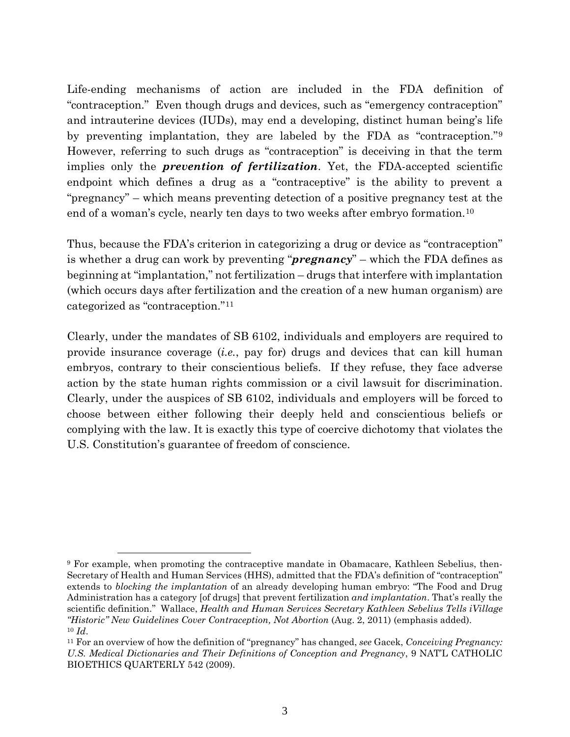Life-ending mechanisms of action are included in the FDA definition of "contraception." Even though drugs and devices, such as "emergency contraception" and intrauterine devices (IUDs), may end a developing, distinct human being's life by preventing implantation, they are labeled by the FDA as "contraception."[9] However, referring to such drugs as "contraception" is deceiving in that the term implies only the ***prevention of fertilization***. Yet, the FDA-accepted scientific endpoint which defines a drug as a "contraceptive" is the ability to prevent a "pregnancy" – which means preventing detection of a positive pregnancy test at the end of a woman's cycle, nearly ten days to two weeks after embryo formation.[10]

Thus, because the FDA's criterion in categorizing a drug or device as "contraception" is whether a drug can work by preventing "***pregnancy***" – which the FDA defines as beginning at "implantation," not fertilization – drugs that interfere with implantation (which occurs days after fertilization and the creation of a new human organism) are categorized as "contraception."[11]

Clearly, under the mandates of SB 6102, individuals and employers are required to provide insurance coverage (*i.e.*, pay for) drugs and devices that can kill human embryos, contrary to their conscientious beliefs. If they refuse, they face adverse action by the state human rights commission or a civil lawsuit for discrimination. Clearly, under the auspices of SB 6102, individuals and employers will be forced to choose between either following their deeply held and conscientious beliefs or complying with the law. It is exactly this type of coercive dichotomy that violates the U.S. Constitution's guarantee of freedom of conscience.

---

[9] For example, when promoting the contraceptive mandate in Obamacare, Kathleen Sebelius, then-Secretary of Health and Human Services (HHS), admitted that the FDA's definition of "contraception" extends to *blocking the implantation* of an already developing human embryo: "The Food and Drug Administration has a category [of drugs] that prevent fertilization *and implantation*. That's really the scientific definition." Wallace, *Health and Human Services Secretary Kathleen Sebelius Tells iVillage "Historic" New Guidelines Cover Contraception, Not Abortion* (Aug. 2, 2011) (emphasis added).

[10] *Id*.

[11] For an overview of how the definition of "pregnancy" has changed, *see* Gacek, *Conceiving Pregnancy: U.S. Medical Dictionaries and Their Definitions of Conception and Pregnancy*, 9 NAT'L CATHOLIC BIOETHICS QUARTERLY 542 (2009).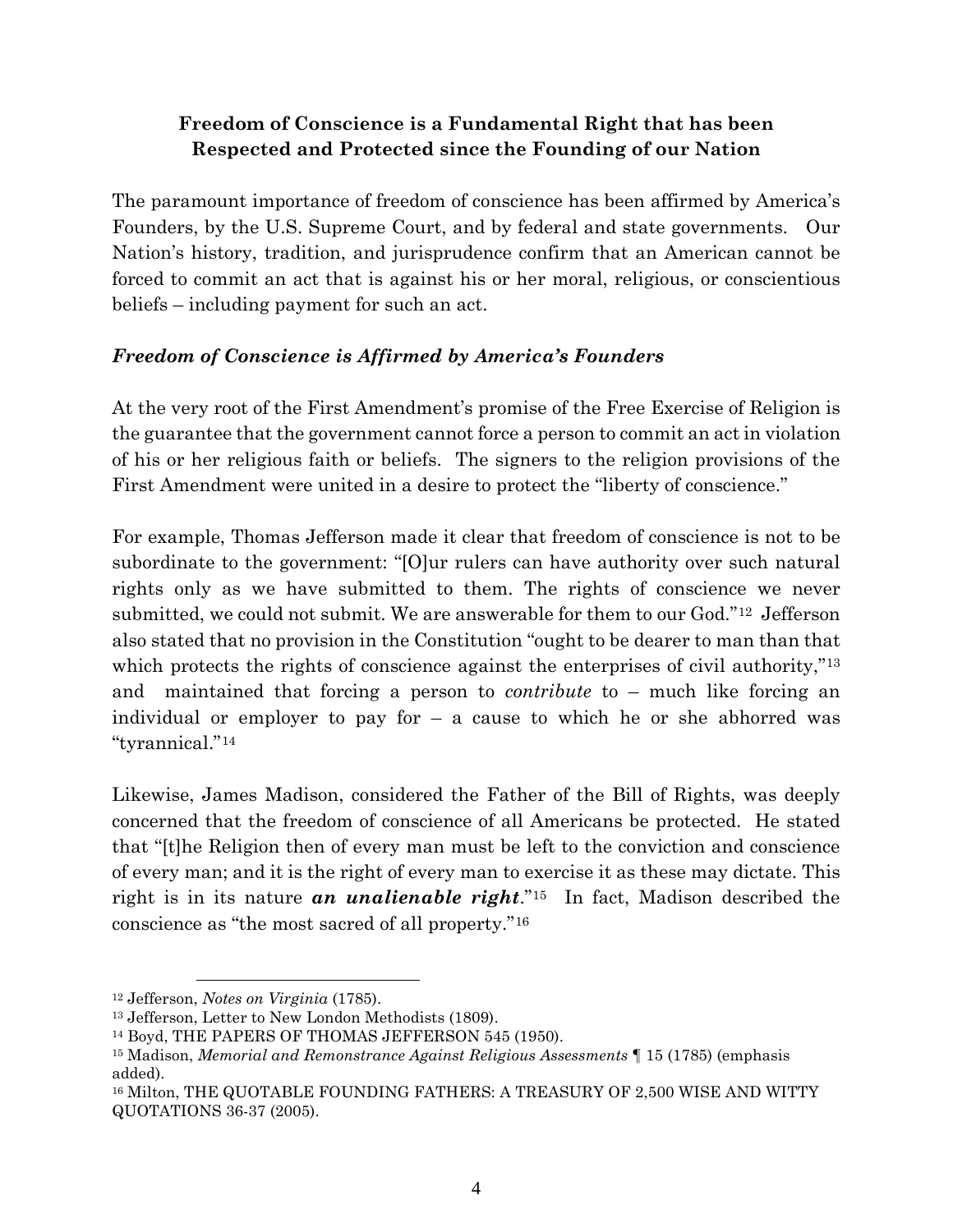## Freedom of Conscience is a Fundamental Right that has been Respected and Protected since the Founding of our Nation

The paramount importance of freedom of conscience has been affirmed by America's Founders, by the U.S. Supreme Court, and by federal and state governments. Our Nation's history, tradition, and jurisprudence confirm that an American cannot be forced to commit an act that is against his or her moral, religious, or conscientious beliefs – including payment for such an act.

### *Freedom of Conscience is Affirmed by America's Founders*

At the very root of the First Amendment's promise of the Free Exercise of Religion is the guarantee that the government cannot force a person to commit an act in violation of his or her religious faith or beliefs. The signers to the religion provisions of the First Amendment were united in a desire to protect the "liberty of conscience."

For example, Thomas Jefferson made it clear that freedom of conscience is not to be subordinate to the government: "[O]ur rulers can have authority over such natural rights only as we have submitted to them. The rights of conscience we never submitted, we could not submit. We are answerable for them to our God."[12] Jefferson also stated that no provision in the Constitution "ought to be dearer to man than that which protects the rights of conscience against the enterprises of civil authority,"[13] and maintained that forcing a person to *contribute* to – much like forcing an individual or employer to pay for – a cause to which he or she abhorred was "tyrannical."[14]

Likewise, James Madison, considered the Father of the Bill of Rights, was deeply concerned that the freedom of conscience of all Americans be protected. He stated that "[t]he Religion then of every man must be left to the conviction and conscience of every man; and it is the right of every man to exercise it as these may dictate. This right is in its nature ***an unalienable right***."[15] In fact, Madison described the conscience as "the most sacred of all property."[16]

---

[12] Jefferson, *Notes on Virginia* (1785).

[13] Jefferson, Letter to New London Methodists (1809).

[14] Boyd, THE PAPERS OF THOMAS JEFFERSON 545 (1950).

[15] Madison, *Memorial and Remonstrance Against Religious Assessments* ¶ 15 (1785) (emphasis added).

[16] Milton, THE QUOTABLE FOUNDING FATHERS: A TREASURY OF 2,500 WISE AND WITTY QUOTATIONS 36-37 (2005).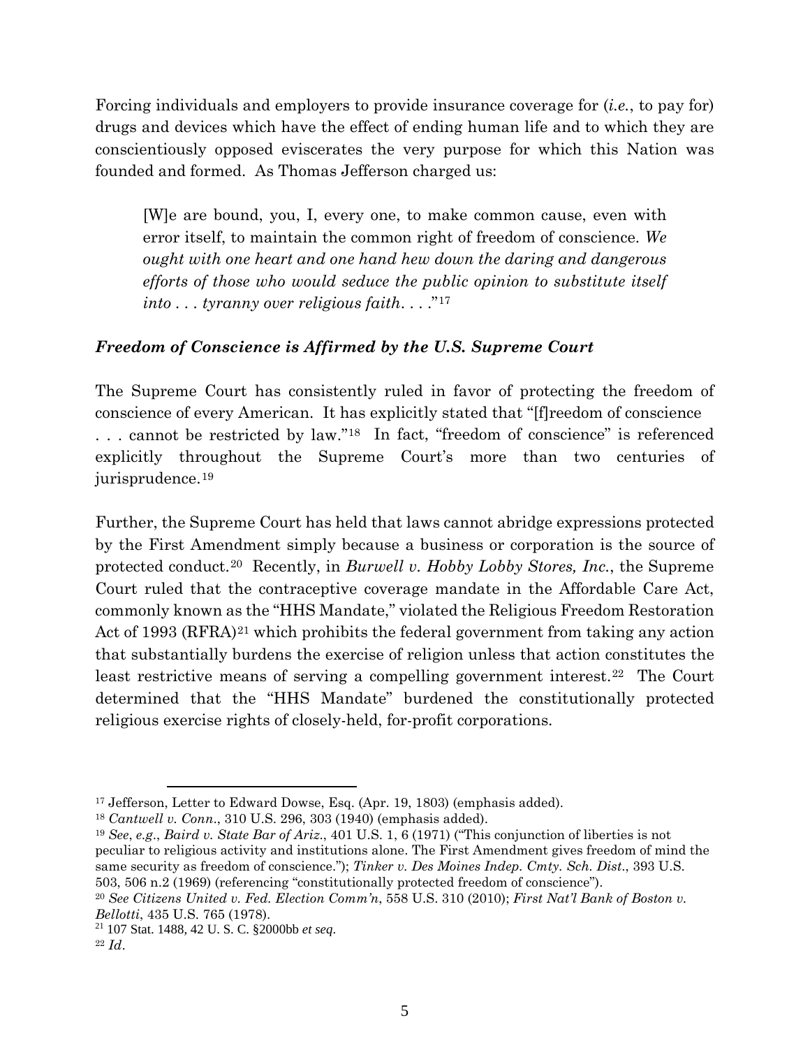Forcing individuals and employers to provide insurance coverage for (*i.e.*, to pay for) drugs and devices which have the effect of ending human life and to which they are conscientiously opposed eviscerates the very purpose for which this Nation was founded and formed. As Thomas Jefferson charged us:

> [W]e are bound, you, I, every one, to make common cause, even with error itself, to maintain the common right of freedom of conscience. *We ought with one heart and one hand hew down the daring and dangerous efforts of those who would seduce the public opinion to substitute itself into . . . tyranny over religious faith. . . .*"[17]

### *Freedom of Conscience is Affirmed by the U.S. Supreme Court*

The Supreme Court has consistently ruled in favor of protecting the freedom of conscience of every American. It has explicitly stated that "[f]reedom of conscience . . . cannot be restricted by law."[18] In fact, "freedom of conscience" is referenced explicitly throughout the Supreme Court's more than two centuries of jurisprudence.[19]

Further, the Supreme Court has held that laws cannot abridge expressions protected by the First Amendment simply because a business or corporation is the source of protected conduct.[20] Recently, in *Burwell v. Hobby Lobby Stores, Inc.*, the Supreme Court ruled that the contraceptive coverage mandate in the Affordable Care Act, commonly known as the "HHS Mandate," violated the Religious Freedom Restoration Act of 1993 (RFRA)[21] which prohibits the federal government from taking any action that substantially burdens the exercise of religion unless that action constitutes the least restrictive means of serving a compelling government interest.[22] The Court determined that the "HHS Mandate" burdened the constitutionally protected religious exercise rights of closely-held, for-profit corporations.

---

[17] Jefferson, Letter to Edward Dowse, Esq. (Apr. 19, 1803) (emphasis added).

[18] *Cantwell v. Conn.*, 310 U.S. 296, 303 (1940) (emphasis added).

[19] *See*, *e.g*., *Baird v. State Bar of Ariz.*, 401 U.S. 1, 6 (1971) ("This conjunction of liberties is not peculiar to religious activity and institutions alone. The First Amendment gives freedom of mind the same security as freedom of conscience."); *Tinker v. Des Moines Indep. Cmty. Sch. Dist*., 393 U.S. 503, 506 n.2 (1969) (referencing "constitutionally protected freedom of conscience").

[20] *See Citizens United v. Fed. Election Comm'n*, 558 U.S. 310 (2010); *First Nat'l Bank of Boston v. Bellotti*, 435 U.S. 765 (1978).

[21] 107 Stat. 1488, 42 U. S. C. §2000bb *et seq*.

[22] *Id*.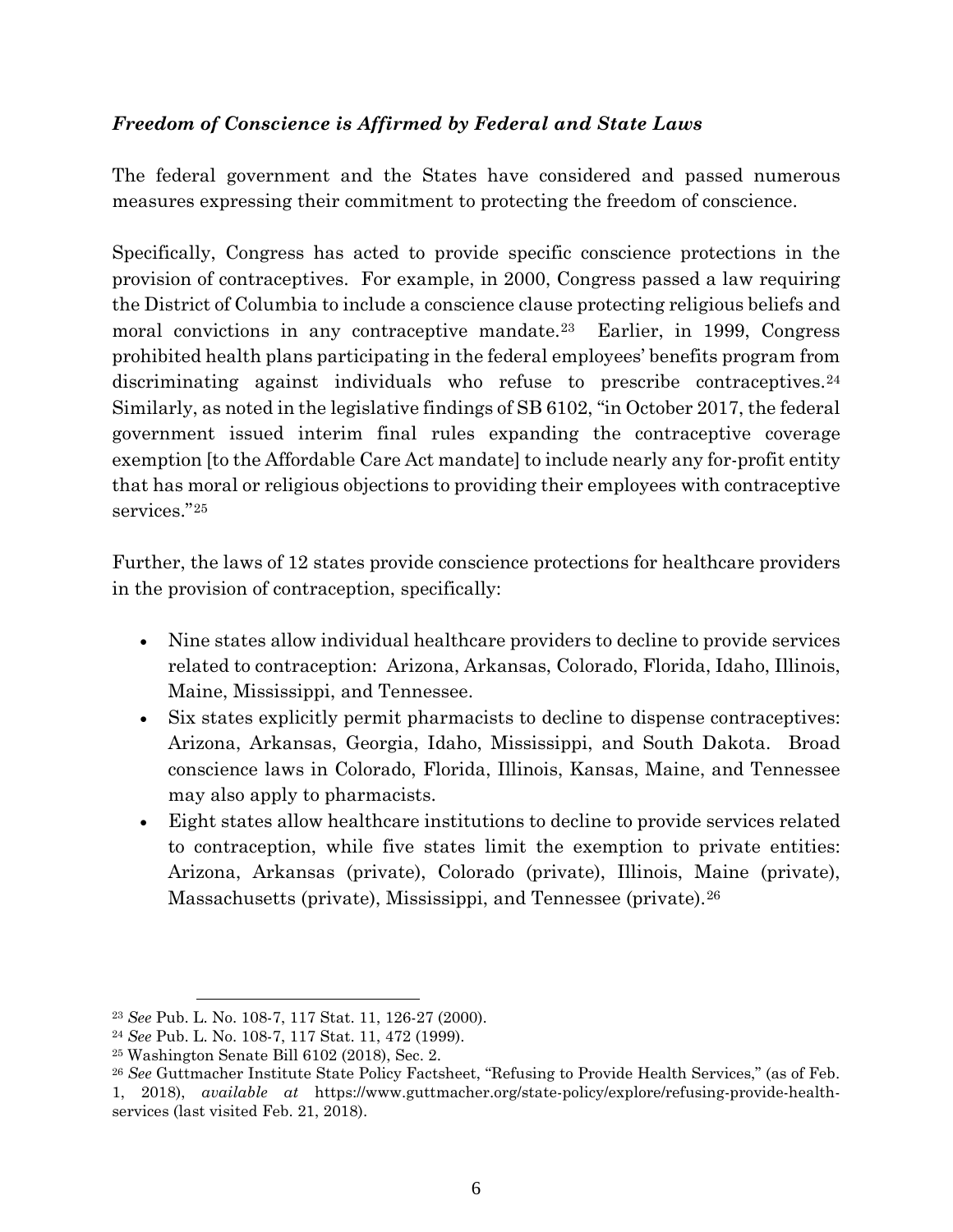### ***Freedom of Conscience is Affirmed by Federal and State Laws***

The federal government and the States have considered and passed numerous measures expressing their commitment to protecting the freedom of conscience.

Specifically, Congress has acted to provide specific conscience protections in the provision of contraceptives. For example, in 2000, Congress passed a law requiring the District of Columbia to include a conscience clause protecting religious beliefs and moral convictions in any contraceptive mandate.[23] Earlier, in 1999, Congress prohibited health plans participating in the federal employees' benefits program from discriminating against individuals who refuse to prescribe contraceptives.[24] Similarly, as noted in the legislative findings of SB 6102, "in October 2017, the federal government issued interim final rules expanding the contraceptive coverage exemption [to the Affordable Care Act mandate] to include nearly any for-profit entity that has moral or religious objections to providing their employees with contraceptive services."[25]

Further, the laws of 12 states provide conscience protections for healthcare providers in the provision of contraception, specifically:

- Nine states allow individual healthcare providers to decline to provide services related to contraception: Arizona, Arkansas, Colorado, Florida, Idaho, Illinois, Maine, Mississippi, and Tennessee.
- Six states explicitly permit pharmacists to decline to dispense contraceptives: Arizona, Arkansas, Georgia, Idaho, Mississippi, and South Dakota. Broad conscience laws in Colorado, Florida, Illinois, Kansas, Maine, and Tennessee may also apply to pharmacists.
- Eight states allow healthcare institutions to decline to provide services related to contraception, while five states limit the exemption to private entities: Arizona, Arkansas (private), Colorado (private), Illinois, Maine (private), Massachusetts (private), Mississippi, and Tennessee (private).[26]

---

[23] *See* Pub. L. No. 108-7, 117 Stat. 11, 126-27 (2000).

[24] *See* Pub. L. No. 108-7, 117 Stat. 11, 472 (1999).

[25] Washington Senate Bill 6102 (2018), Sec. 2.

[26] *See* Guttmacher Institute State Policy Factsheet, "Refusing to Provide Health Services," (as of Feb. 1, 2018), *available at* https://www.guttmacher.org/state-policy/explore/refusing-provide-health-services (last visited Feb. 21, 2018).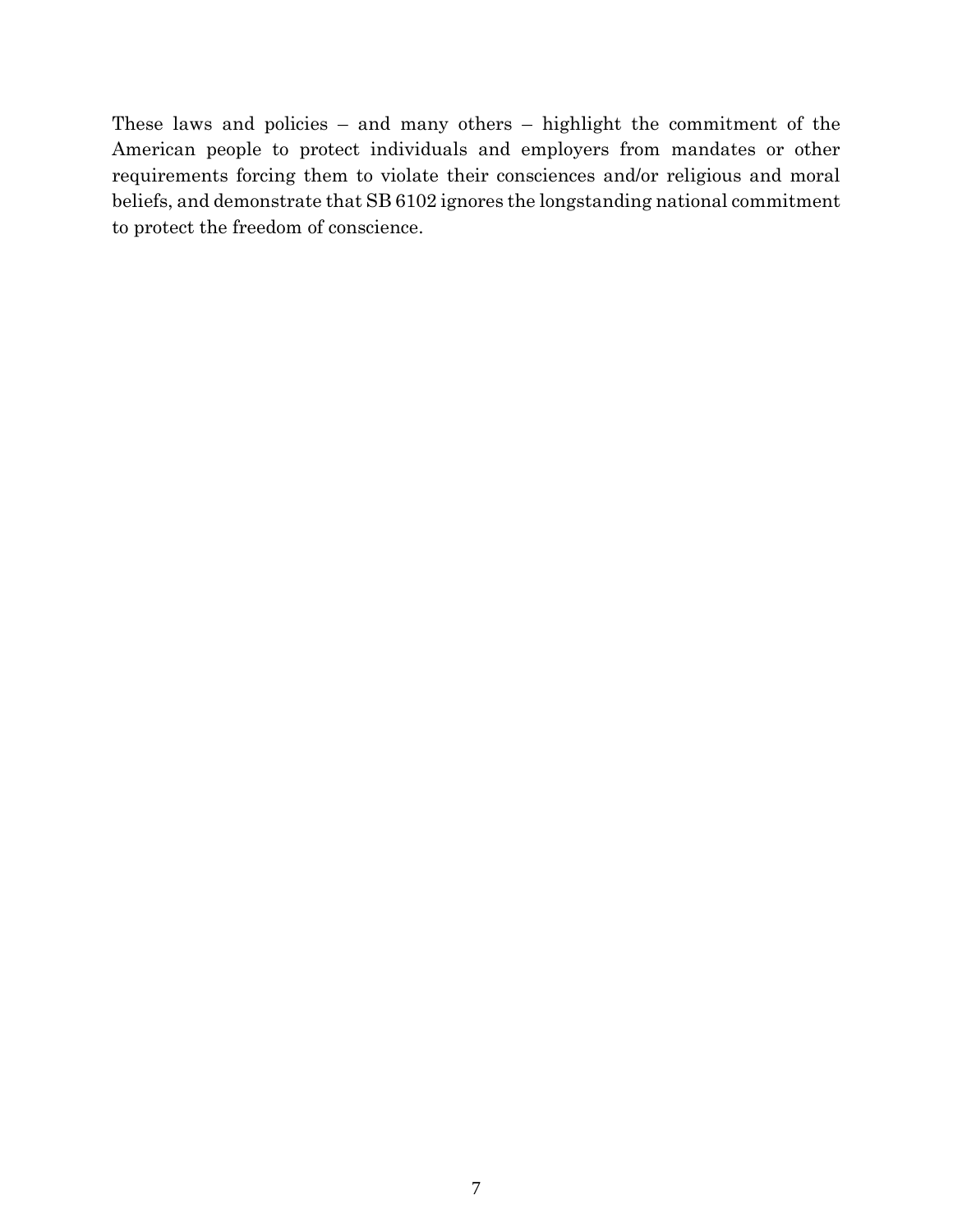These laws and policies – and many others – highlight the commitment of the American people to protect individuals and employers from mandates or other requirements forcing them to violate their consciences and/or religious and moral beliefs, and demonstrate that SB 6102 ignores the longstanding national commitment to protect the freedom of conscience.